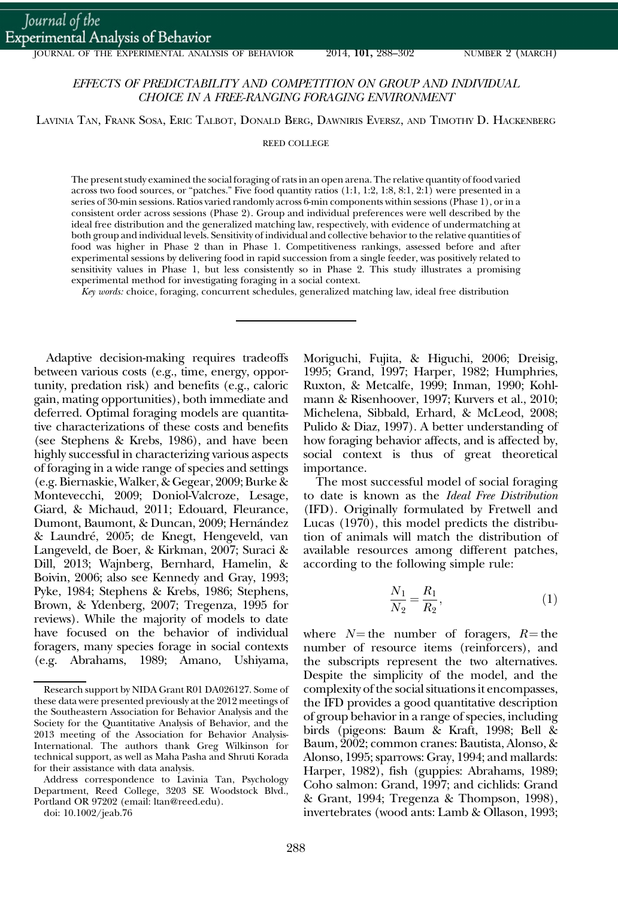# EFFECTS OF PREDICTABILITY AND COMPETITION ON GROUP AND INDIVIDUAL CHOICE IN A FREE-RANGING FORAGING ENVIRONMENT

Lavinia Tan, Frank Sosa, Eric Talbot, Donald Berg, Dawniris Eversz, and Timothy D. Hackenberg

REED COLLEGE

The present study examined the social foraging of rats in an open arena. The relative quantity of food varied across two food sources, or "patches." Five food quantity ratios (1:1, 1:2, 1:8, 8:1, 2:1) were presented in a series of 30-min sessions. Ratios varied randomly across 6-min components within sessions (Phase 1), or in a consistent order across sessions (Phase 2). Group and individual preferences were well described by the ideal free distribution and the generalized matching law, respectively, with evidence of undermatching at both group and individual levels. Sensitivity of individual and collective behavior to the relative quantities of food was higher in Phase 2 than in Phase 1. Competitiveness rankings, assessed before and after experimental sessions by delivering food in rapid succession from a single feeder, was positively related to sensitivity values in Phase 1, but less consistently so in Phase 2. This study illustrates a promising experimental method for investigating foraging in a social context.

*Key words:* choice, foraging, concurrent schedules, generalized matching law, ideal free distribution

---

Adaptive decision-making requires tradeoffs between various costs (e.g., time, energy, opportunity, predation risk) and benefits (e.g., caloric gain, mating opportunities), both immediate and deferred. Optimal foraging models are quantitative characterizations of these costs and benefits (see Stephens & Krebs, 1986), and have been highly successful in characterizing various aspects of foraging in a wide range of species and settings (e.g. Biernaskie, Walker, & Gegear, 2009; Burke & Montevecchi, 2009; Doniol-Valcroze, Lesage, Giard, & Michaud, 2011; Edouard, Fleurance, Dumont, Baumont, & Duncan, 2009; Hernández & Laundré, 2005; de Knegt, Hengeveld, van Langeveld, de Boer, & Kirkman, 2007; Suraci & Dill, 2013; Wajnberg, Bernhard, Hamelin, & Boivin, 2006; also see Kennedy and Gray, 1993; Pyke, 1984; Stephens & Krebs, 1986; Stephens, Brown, & Ydenberg, 2007; Tregenza, 1995 for reviews). While the majority of models to date have focused on the behavior of individual foragers, many species forage in social contexts (e.g. Abrahams, 1989; Amano, Ushiyama, Moriguchi, Fujita, & Higuchi, 2006; Dreisig, 1995; Grand, 1997; Harper, 1982; Humphries, Ruxton, & Metcalfe, 1999; Inman, 1990; Kohlmann & Risenhoover, 1997; Kurvers et al., 2010; Michelena, Sibbald, Erhard, & McLeod, 2008; Pulido & Diaz, 1997). A better understanding of how foraging behavior affects, and is affected by, social context is thus of great theoretical importance.

The most successful model of social foraging to date is known as the *Ideal Free Distribution* (IFD). Originally formulated by Fretwell and Lucas (1970), this model predicts the distribution of animals will match the distribution of available resources among different patches, according to the following simple rule:

$$\frac{N_1}{N_2} = \frac{R_1}{R_2}, \tag{1}$$

where $N$ = the number of foragers, $R$ = the number of resource items (reinforcers), and the subscripts represent the two alternatives. Despite the simplicity of the model, and the complexity of the social situations it encompasses, the IFD provides a good quantitative description of group behavior in a range of species, including birds (pigeons: Baum & Kraft, 1998; Bell & Baum, 2002; common cranes: Bautista, Alonso, & Alonso, 1995; sparrows: Gray, 1994; and mallards: Harper, 1982), fish (guppies: Abrahams, 1989; Coho salmon: Grand, 1997; and cichlids: Grand & Grant, 1994; Tregenza & Thompson, 1998), invertebrates (wood ants: Lamb & Ollason, 1993;

Research support by NIDA Grant R01 DA026127. Some of these data were presented previously at the 2012 meetings of the Southeastern Association for Behavior Analysis and the Society for the Quantitative Analysis of Behavior, and the 2013 meeting of the Association for Behavior Analysis-International. The authors thank Greg Wilkinson for technical support, as well as Maha Pasha and Shruti Korada for their assistance with data analysis.

Address correspondence to Lavinia Tan, Psychology Department, Reed College, 3203 SE Woodstock Blvd., Portland OR 97202 (email: ltan@reed.edu).

doi: 10.1002/jeab.76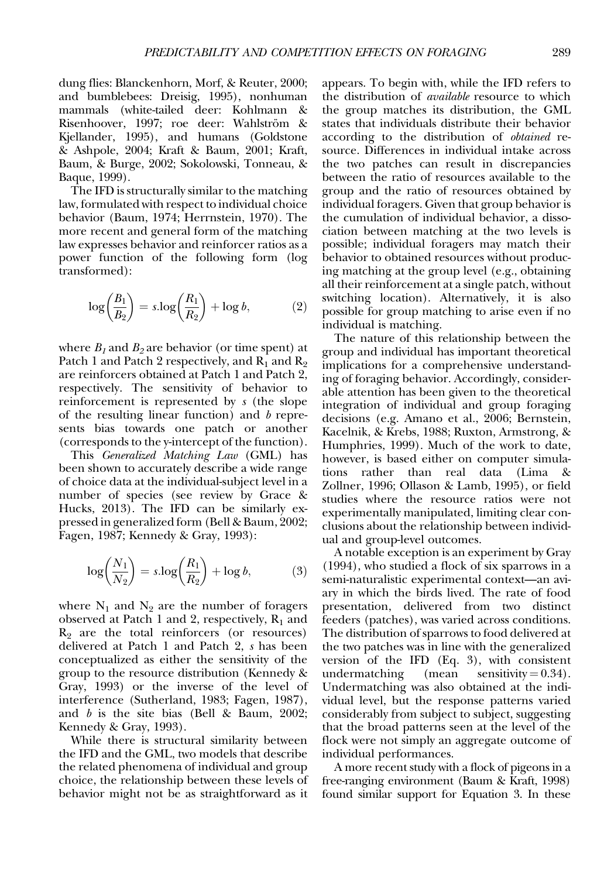dung flies: Blanckenhorn, Morf, & Reuter, 2000; and bumblebees: Dreisig, 1995), nonhuman mammals (white-tailed deer: Kohlmann & Risenhoover, 1997; roe deer: Wahlström & Kjellander, 1995), and humans (Goldstone & Ashpole, 2004; Kraft & Baum, 2001; Kraft, Baum, & Burge, 2002; Sokolowski, Tonneau, & Baque, 1999).

The IFD is structurally similar to the matching law, formulated with respect to individual choice behavior (Baum, 1974; Herrnstein, 1970). The more recent and general form of the matching law expresses behavior and reinforcer ratios as a power function of the following form (log transformed):

$$\log\left(\frac{B_1}{B_2}\right) = s.\log\left(\frac{R_1}{R_2}\right) + \log b, \quad (2)$$

where $B_1$ and $B_2$ are behavior (or time spent) at Patch 1 and Patch 2 respectively, and $R_1$ and $R_2$ are reinforcers obtained at Patch 1 and Patch 2, respectively. The sensitivity of behavior to reinforcement is represented by $s$ (the slope of the resulting linear function) and $b$ represents bias towards one patch or another (corresponds to the y-intercept of the function).

This *Generalized Matching Law* (GML) has been shown to accurately describe a wide range of choice data at the individual-subject level in a number of species (see review by Grace & Hucks, 2013). The IFD can be similarly expressed in generalized form (Bell & Baum, 2002; Fagen, 1987; Kennedy & Gray, 1993):

$$\log\left(\frac{N_1}{N_2}\right) = s.\log\left(\frac{R_1}{R_2}\right) + \log b, \quad (3)$$

where $N_1$ and $N_2$ are the number of foragers observed at Patch 1 and 2, respectively, $R_1$ and $R_2$ are the total reinforcers (or resources) delivered at Patch 1 and Patch 2, $s$ has been conceptualized as either the sensitivity of the group to the resource distribution (Kennedy & Gray, 1993) or the inverse of the level of interference (Sutherland, 1983; Fagen, 1987), and $b$ is the site bias (Bell & Baum, 2002; Kennedy & Gray, 1993).

While there is structural similarity between the IFD and the GML, two models that describe the related phenomena of individual and group choice, the relationship between these levels of behavior might not be as straightforward as it appears. To begin with, while the IFD refers to the distribution of *available* resource to which the group matches its distribution, the GML states that individuals distribute their behavior according to the distribution of *obtained* resource. Differences in individual intake across the two patches can result in discrepancies between the ratio of resources available to the group and the ratio of resources obtained by individual foragers. Given that group behavior is the cumulation of individual behavior, a dissociation between matching at the two levels is possible; individual foragers may match their behavior to obtained resources without producing matching at the group level (e.g., obtaining all their reinforcement at a single patch, without switching location). Alternatively, it is also possible for group matching to arise even if no individual is matching.

The nature of this relationship between the group and individual has important theoretical implications for a comprehensive understanding of foraging behavior. Accordingly, considerable attention has been given to the theoretical integration of individual and group foraging decisions (e.g. Amano et al., 2006; Bernstein, Kacelnik, & Krebs, 1988; Ruxton, Armstrong, & Humphries, 1999). Much of the work to date, however, is based either on computer simulations rather than real data (Lima & Zollner, 1996; Ollason & Lamb, 1995), or field studies where the resource ratios were not experimentally manipulated, limiting clear conclusions about the relationship between individual and group-level outcomes.

A notable exception is an experiment by Gray (1994), who studied a flock of six sparrows in a semi-naturalistic experimental context—an aviary in which the birds lived. The rate of food presentation, delivered from two distinct feeders (patches), was varied across conditions. The distribution of sparrows to food delivered at the two patches was in line with the generalized version of the IFD (Eq. 3), with consistent undermatching (mean sensitivity = 0.34). Undermatching was also obtained at the individual level, but the response patterns varied considerably from subject to subject, suggesting that the broad patterns seen at the level of the flock were not simply an aggregate outcome of individual performances.

A more recent study with a flock of pigeons in a free-ranging environment (Baum & Kraft, 1998) found similar support for Equation 3. In these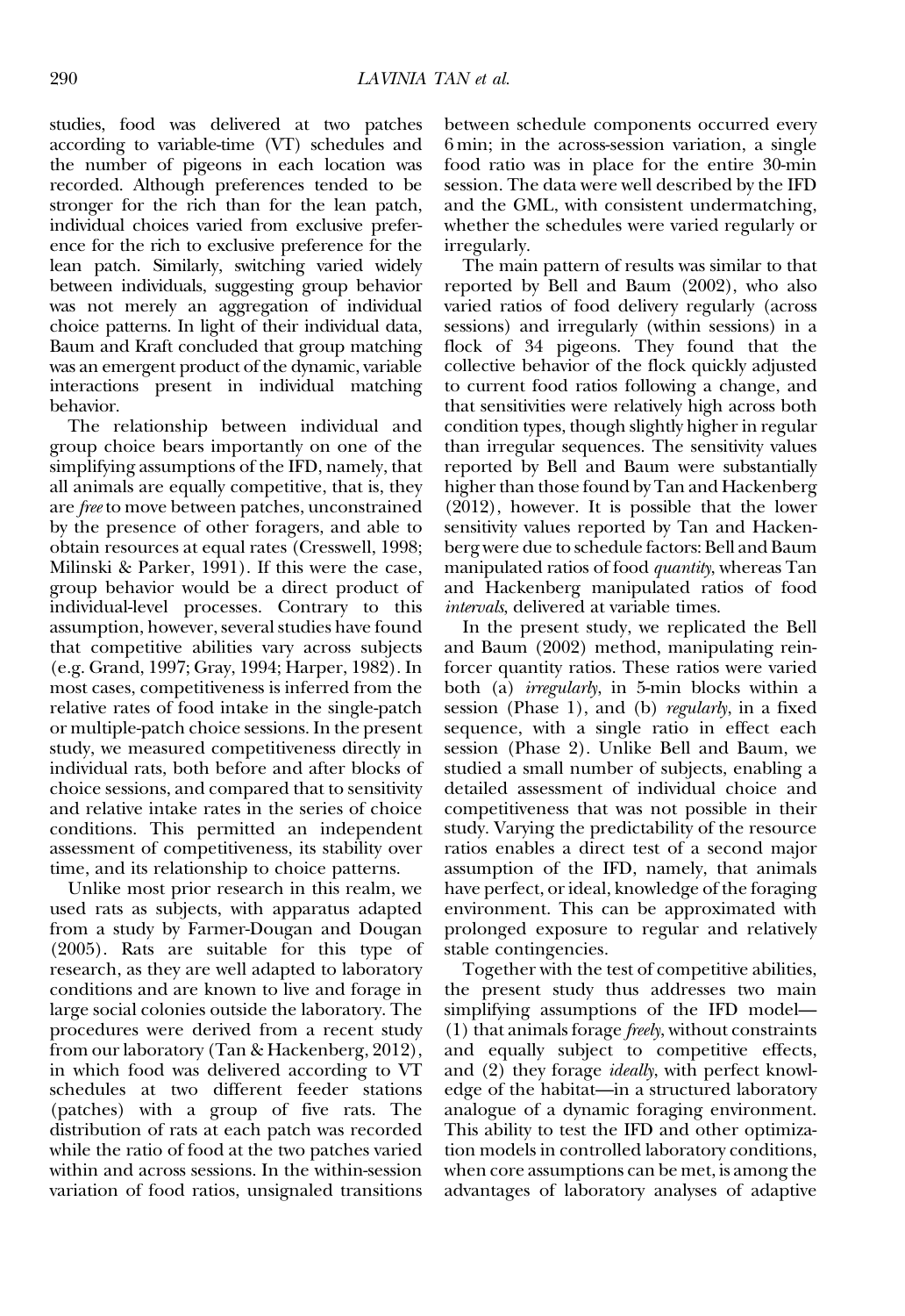studies, food was delivered at two patches according to variable-time (VT) schedules and the number of pigeons in each location was recorded. Although preferences tended to be stronger for the rich than for the lean patch, individual choices varied from exclusive preference for the rich to exclusive preference for the lean patch. Similarly, switching varied widely between individuals, suggesting group behavior was not merely an aggregation of individual choice patterns. In light of their individual data, Baum and Kraft concluded that group matching was an emergent product of the dynamic, variable interactions present in individual matching behavior.

The relationship between individual and group choice bears importantly on one of the simplifying assumptions of the IFD, namely, that all animals are equally competitive, that is, they are *free* to move between patches, unconstrained by the presence of other foragers, and able to obtain resources at equal rates (Cresswell, 1998; Milinski & Parker, 1991). If this were the case, group behavior would be a direct product of individual-level processes. Contrary to this assumption, however, several studies have found that competitive abilities vary across subjects (e.g. Grand, 1997; Gray, 1994; Harper, 1982). In most cases, competitiveness is inferred from the relative rates of food intake in the single-patch or multiple-patch choice sessions. In the present study, we measured competitiveness directly in individual rats, both before and after blocks of choice sessions, and compared that to sensitivity and relative intake rates in the series of choice conditions. This permitted an independent assessment of competitiveness, its stability over time, and its relationship to choice patterns.

Unlike most prior research in this realm, we used rats as subjects, with apparatus adapted from a study by Farmer-Dougan and Dougan (2005). Rats are suitable for this type of research, as they are well adapted to laboratory conditions and are known to live and forage in large social colonies outside the laboratory. The procedures were derived from a recent study from our laboratory (Tan & Hackenberg, 2012), in which food was delivered according to VT schedules at two different feeder stations (patches) with a group of five rats. The distribution of rats at each patch was recorded while the ratio of food at the two patches varied within and across sessions. In the within-session variation of food ratios, unsignaled transitions between schedule components occurred every 6 min; in the across-session variation, a single food ratio was in place for the entire 30-min session. The data were well described by the IFD and the GML, with consistent undermatching, whether the schedules were varied regularly or irregularly.

The main pattern of results was similar to that reported by Bell and Baum (2002), who also varied ratios of food delivery regularly (across sessions) and irregularly (within sessions) in a flock of 34 pigeons. They found that the collective behavior of the flock quickly adjusted to current food ratios following a change, and that sensitivities were relatively high across both condition types, though slightly higher in regular than irregular sequences. The sensitivity values reported by Bell and Baum were substantially higher than those found by Tan and Hackenberg (2012), however. It is possible that the lower sensitivity values reported by Tan and Hackenberg were due to schedule factors: Bell and Baum manipulated ratios of food *quantity*, whereas Tan and Hackenberg manipulated ratios of food *intervals*, delivered at variable times.

In the present study, we replicated the Bell and Baum (2002) method, manipulating reinforcer quantity ratios. These ratios were varied both (a) *irregularly*, in 5-min blocks within a session (Phase 1), and (b) *regularly*, in a fixed sequence, with a single ratio in effect each session (Phase 2). Unlike Bell and Baum, we studied a small number of subjects, enabling a detailed assessment of individual choice and competitiveness that was not possible in their study. Varying the predictability of the resource ratios enables a direct test of a second major assumption of the IFD, namely, that animals have perfect, or ideal, knowledge of the foraging environment. This can be approximated with prolonged exposure to regular and relatively stable contingencies.

Together with the test of competitive abilities, the present study thus addresses two main simplifying assumptions of the IFD model—(1) that animals forage *freely*, without constraints and equally subject to competitive effects, and (2) they forage *ideally*, with perfect knowledge of the habitat—in a structured laboratory analogue of a dynamic foraging environment. This ability to test the IFD and other optimization models in controlled laboratory conditions, when core assumptions can be met, is among the advantages of laboratory analyses of adaptive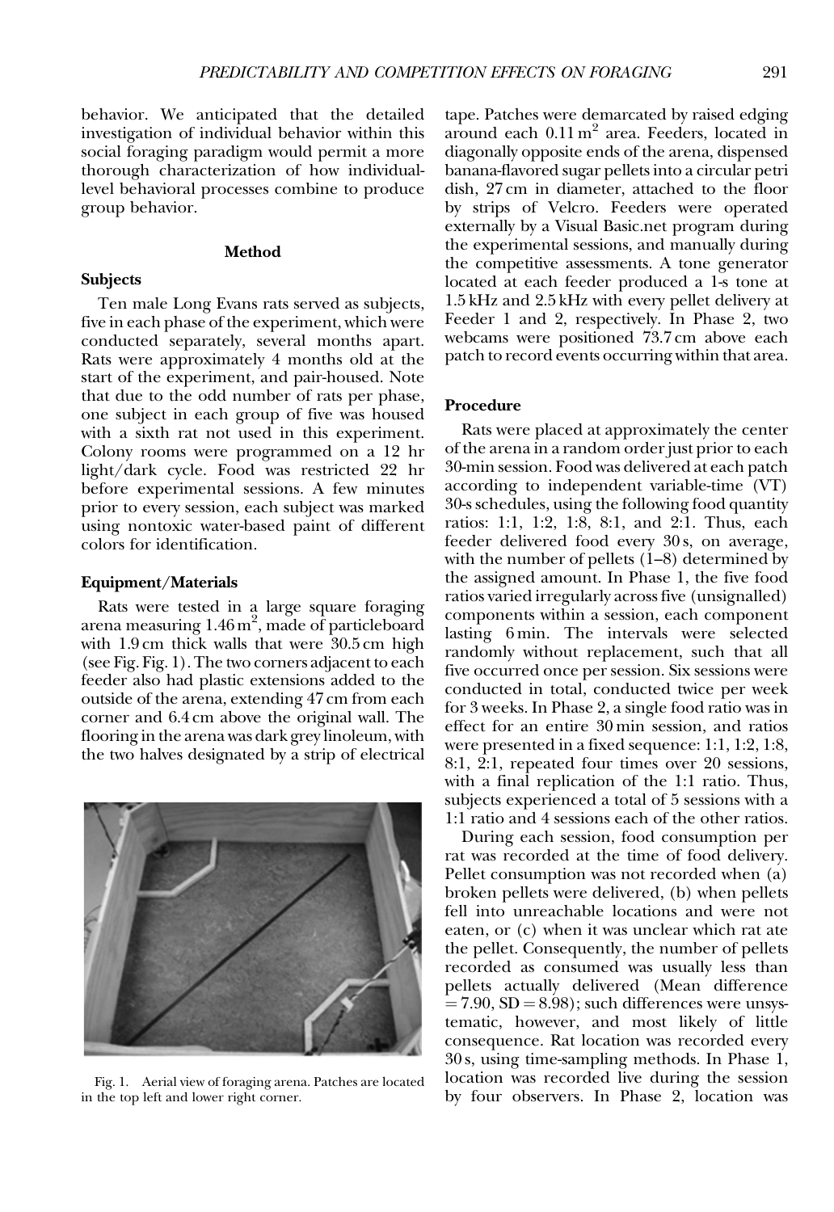behavior. We anticipated that the detailed investigation of individual behavior within this social foraging paradigm would permit a more thorough characterization of how individual-level behavioral processes combine to produce group behavior.

## Method

### Subjects

Ten male Long Evans rats served as subjects, five in each phase of the experiment, which were conducted separately, several months apart. Rats were approximately 4 months old at the start of the experiment, and pair-housed. Note that due to the odd number of rats per phase, one subject in each group of five was housed with a sixth rat not used in this experiment. Colony rooms were programmed on a 12 hr light/dark cycle. Food was restricted 22 hr before experimental sessions. A few minutes prior to every session, each subject was marked using nontoxic water-based paint of different colors for identification.

### Equipment/Materials

Rats were tested in a large square foraging arena measuring 1.46 m$^2$, made of particleboard with 1.9 cm thick walls that were 30.5 cm high (see Fig. Fig. 1). The two corners adjacent to each feeder also had plastic extensions added to the outside of the arena, extending 47 cm from each corner and 6.4 cm above the original wall. The flooring in the arena was dark grey linoleum, with the two halves designated by a strip of electrical tape. Patches were demarcated by raised edging around each 0.11 m$^2$ area. Feeders, located in diagonally opposite ends of the arena, dispensed banana-flavored sugar pellets into a circular petri dish, 27 cm in diameter, attached to the floor by strips of Velcro. Feeders were operated externally by a Visual Basic.net program during the experimental sessions, and manually during the competitive assessments. A tone generator located at each feeder produced a 1-s tone at 1.5 kHz and 2.5 kHz with every pellet delivery at Feeder 1 and 2, respectively. In Phase 2, two webcams were positioned 73.7 cm above each patch to record events occurring within that area.

Fig. 1. Aerial view of foraging arena. Patches are located in the top left and lower right corner.

### Procedure

Rats were placed at approximately the center of the arena in a random order just prior to each 30-min session. Food was delivered at each patch according to independent variable-time (VT) 30-s schedules, using the following food quantity ratios: 1:1, 1:2, 1:8, 8:1, and 2:1. Thus, each feeder delivered food every 30 s, on average, with the number of pellets (1–8) determined by the assigned amount. In Phase 1, the five food ratios varied irregularly across five (unsignalled) components within a session, each component lasting 6 min. The intervals were selected randomly without replacement, such that all five occurred once per session. Six sessions were conducted in total, conducted twice per week for 3 weeks. In Phase 2, a single food ratio was in effect for an entire 30 min session, and ratios were presented in a fixed sequence: 1:1, 1:2, 1:8, 8:1, 2:1, repeated four times over 20 sessions, with a final replication of the 1:1 ratio. Thus, subjects experienced a total of 5 sessions with a 1:1 ratio and 4 sessions each of the other ratios.

During each session, food consumption per rat was recorded at the time of food delivery. Pellet consumption was not recorded when (a) broken pellets were delivered, (b) when pellets fell into unreachable locations and were not eaten, or (c) when it was unclear which rat ate the pellet. Consequently, the number of pellets recorded as consumed was usually less than pellets actually delivered (Mean difference = 7.90, SD = 8.98); such differences were unsystematic, however, and most likely of little consequence. Rat location was recorded every 30 s, using time-sampling methods. In Phase 1, location was recorded live during the session by four observers. In Phase 2, location was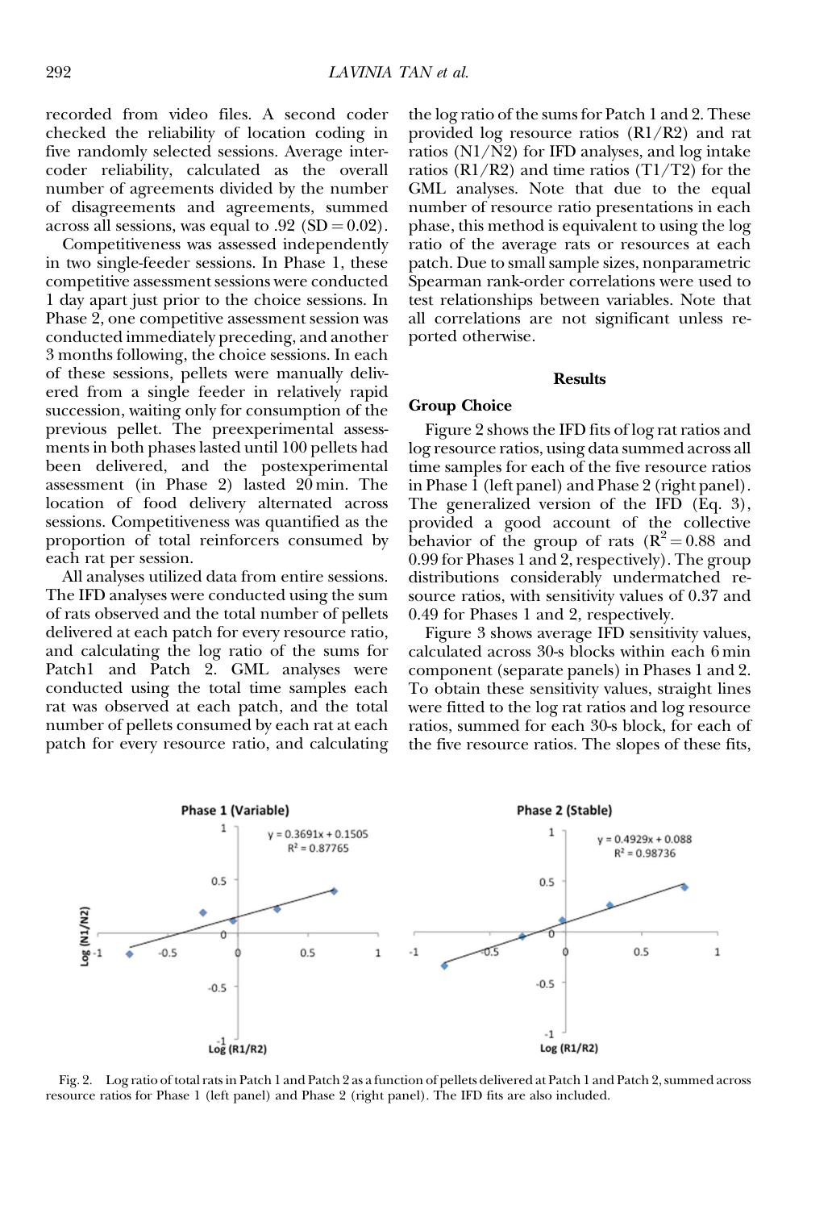recorded from video files. A second coder checked the reliability of location coding in five randomly selected sessions. Average inter-coder reliability, calculated as the overall number of agreements divided by the number of disagreements and agreements, summed across all sessions, was equal to .92 (SD = 0.02).

Competitiveness was assessed independently in two single-feeder sessions. In Phase 1, these competitive assessment sessions were conducted 1 day apart just prior to the choice sessions. In Phase 2, one competitive assessment session was conducted immediately preceding, and another 3 months following, the choice sessions. In each of these sessions, pellets were manually delivered from a single feeder in relatively rapid succession, waiting only for consumption of the previous pellet. The preexperimental assessments in both phases lasted until 100 pellets had been delivered, and the postexperimental assessment (in Phase 2) lasted 20 min. The location of food delivery alternated across sessions. Competitiveness was quantified as the proportion of total reinforcers consumed by each rat per session.

All analyses utilized data from entire sessions. The IFD analyses were conducted using the sum of rats observed and the total number of pellets delivered at each patch for every resource ratio, and calculating the log ratio of the sums for Patch1 and Patch 2. GML analyses were conducted using the total time samples each rat was observed at each patch, and the total number of pellets consumed by each rat at each patch for every resource ratio, and calculating the log ratio of the sums for Patch 1 and 2. These provided log resource ratios (R1/R2) and rat ratios (N1/N2) for IFD analyses, and log intake ratios (R1/R2) and time ratios (T1/T2) for the GML analyses. Note that due to the equal number of resource ratio presentations in each phase, this method is equivalent to using the log ratio of the average rats or resources at each patch. Due to small sample sizes, nonparametric Spearman rank-order correlations were used to test relationships between variables. Note that all correlations are not significant unless reported otherwise.

## Results

### Group Choice

Figure 2 shows the IFD fits of log rat ratios and log resource ratios, using data summed across all time samples for each of the five resource ratios in Phase 1 (left panel) and Phase 2 (right panel). The generalized version of the IFD (Eq. 3), provided a good account of the collective behavior of the group of rats ($R^2 = 0.88$ and 0.99 for Phases 1 and 2, respectively). The group distributions considerably undermatched resource ratios, with sensitivity values of 0.37 and 0.49 for Phases 1 and 2, respectively.

Figure 3 shows average IFD sensitivity values, calculated across 30-s blocks within each 6 min component (separate panels) in Phases 1 and 2. To obtain these sensitivity values, straight lines were fitted to the log rat ratios and log resource ratios, summed for each 30-s block, for each of the five resource ratios. The slopes of these fits,

Fig. 2. Log ratio of total rats in Patch 1 and Patch 2 as a function of pellets delivered at Patch 1 and Patch 2, summed across resource ratios for Phase 1 (left panel) and Phase 2 (right panel). The IFD fits are also included.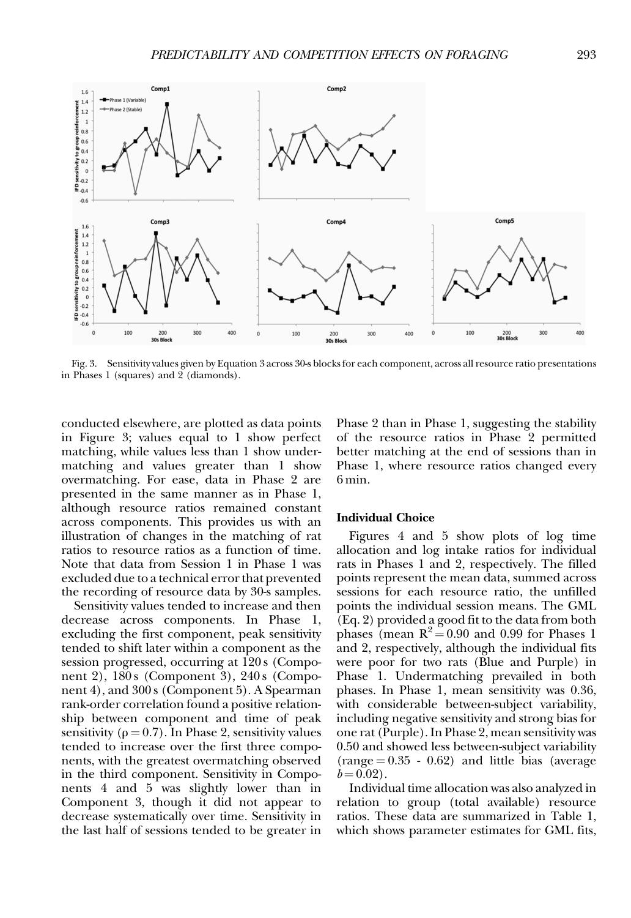Fig. 3. Sensitivity values given by Equation 3 across 30-s blocks for each component, across all resource ratio presentations in Phases 1 (squares) and 2 (diamonds).

conducted elsewhere, are plotted as data points in Figure 3; values equal to 1 show perfect matching, while values less than 1 show undermatching and values greater than 1 show overmatching. For ease, data in Phase 2 are presented in the same manner as in Phase 1, although resource ratios remained constant across components. This provides us with an illustration of changes in the matching of rat ratios to resource ratios as a function of time. Note that data from Session 1 in Phase 1 was excluded due to a technical error that prevented the recording of resource data by 30-s samples.

Sensitivity values tended to increase and then decrease across components. In Phase 1, excluding the first component, peak sensitivity tended to shift later within a component as the session progressed, occurring at 120 s (Component 2), 180 s (Component 3), 240 s (Component 4), and 300 s (Component 5). A Spearman rank-order correlation found a positive relationship between component and time of peak sensitivity ($\rho = 0.7$). In Phase 2, sensitivity values tended to increase over the first three components, with the greatest overmatching observed in the third component. Sensitivity in Components 4 and 5 was slightly lower than in Component 3, though it did not appear to decrease systematically over time. Sensitivity in the last half of sessions tended to be greater in Phase 2 than in Phase 1, suggesting the stability of the resource ratios in Phase 2 permitted better matching at the end of sessions than in Phase 1, where resource ratios changed every 6 min.

### Individual Choice

Figures 4 and 5 show plots of log time allocation and log intake ratios for individual rats in Phases 1 and 2, respectively. The filled points represent the mean data, summed across sessions for each resource ratio, the unfilled points the individual session means. The GML (Eq. 2) provided a good fit to the data from both phases (mean $R^2 = 0.90$ and 0.99 for Phases 1 and 2, respectively, although the individual fits were poor for two rats (Blue and Purple) in Phase 1. Undermatching prevailed in both phases. In Phase 1, mean sensitivity was 0.36, with considerable between-subject variability, including negative sensitivity and strong bias for one rat (Purple). In Phase 2, mean sensitivity was 0.50 and showed less between-subject variability (range = 0.35 - 0.62) and little bias (average $b = 0.02$).

Individual time allocation was also analyzed in relation to group (total available) resource ratios. These data are summarized in Table 1, which shows parameter estimates for GML fits,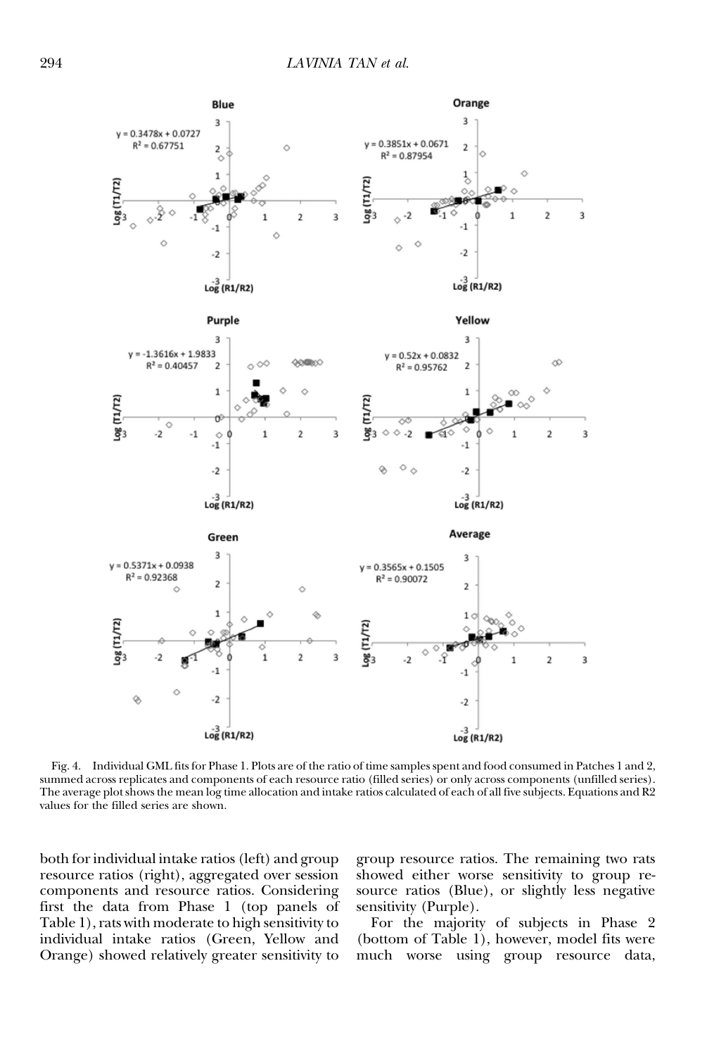Fig. 4. Individual GML fits for Phase 1. Plots are of the ratio of time samples spent and food consumed in Patches 1 and 2, summed across replicates and components of each resource ratio (filled series) or only across components (unfilled series). The average plot shows the mean log time allocation and intake ratios calculated of each of all five subjects. Equations and R2 values for the filled series are shown.

both for individual intake ratios (left) and group resource ratios (right), aggregated over session components and resource ratios. Considering first the data from Phase 1 (top panels of Table 1), rats with moderate to high sensitivity to individual intake ratios (Green, Yellow and Orange) showed relatively greater sensitivity to group resource ratios. The remaining two rats showed either worse sensitivity to group resource ratios (Blue), or slightly less negative sensitivity (Purple).

For the majority of subjects in Phase 2 (bottom of Table 1), however, model fits were much worse using group resource data,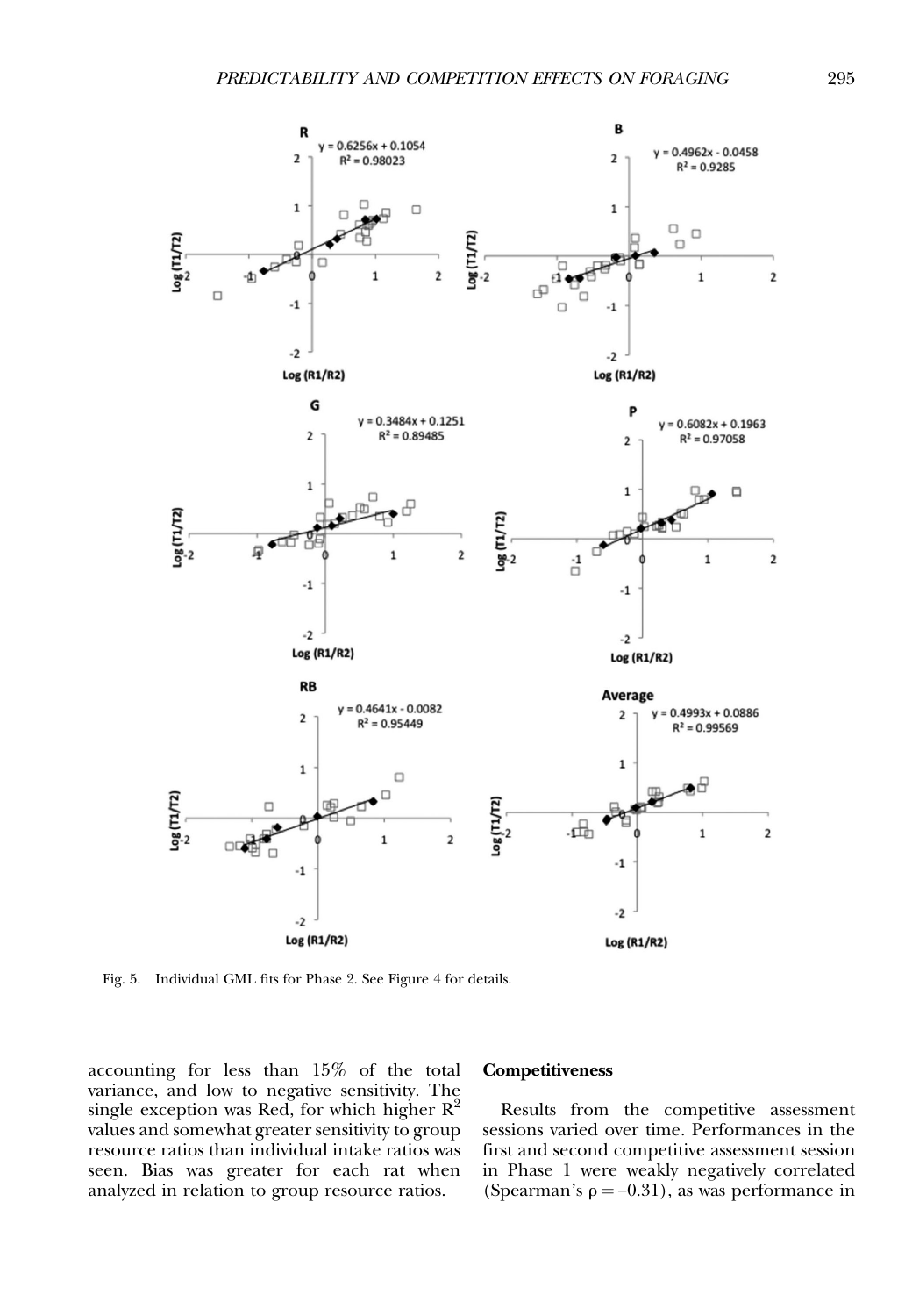Fig. 5. Individual GML fits for Phase 2. See Figure 4 for details.

accounting for less than 15% of the total variance, and low to negative sensitivity. The single exception was Red, for which higher $R^2$ values and somewhat greater sensitivity to group resource ratios than individual intake ratios was seen. Bias was greater for each rat when analyzed in relation to group resource ratios.

**Competitiveness**

Results from the competitive assessment sessions varied over time. Performances in the first and second competitive assessment session in Phase 1 were weakly negatively correlated (Spearman's $\rho = -0.31$), as was performance in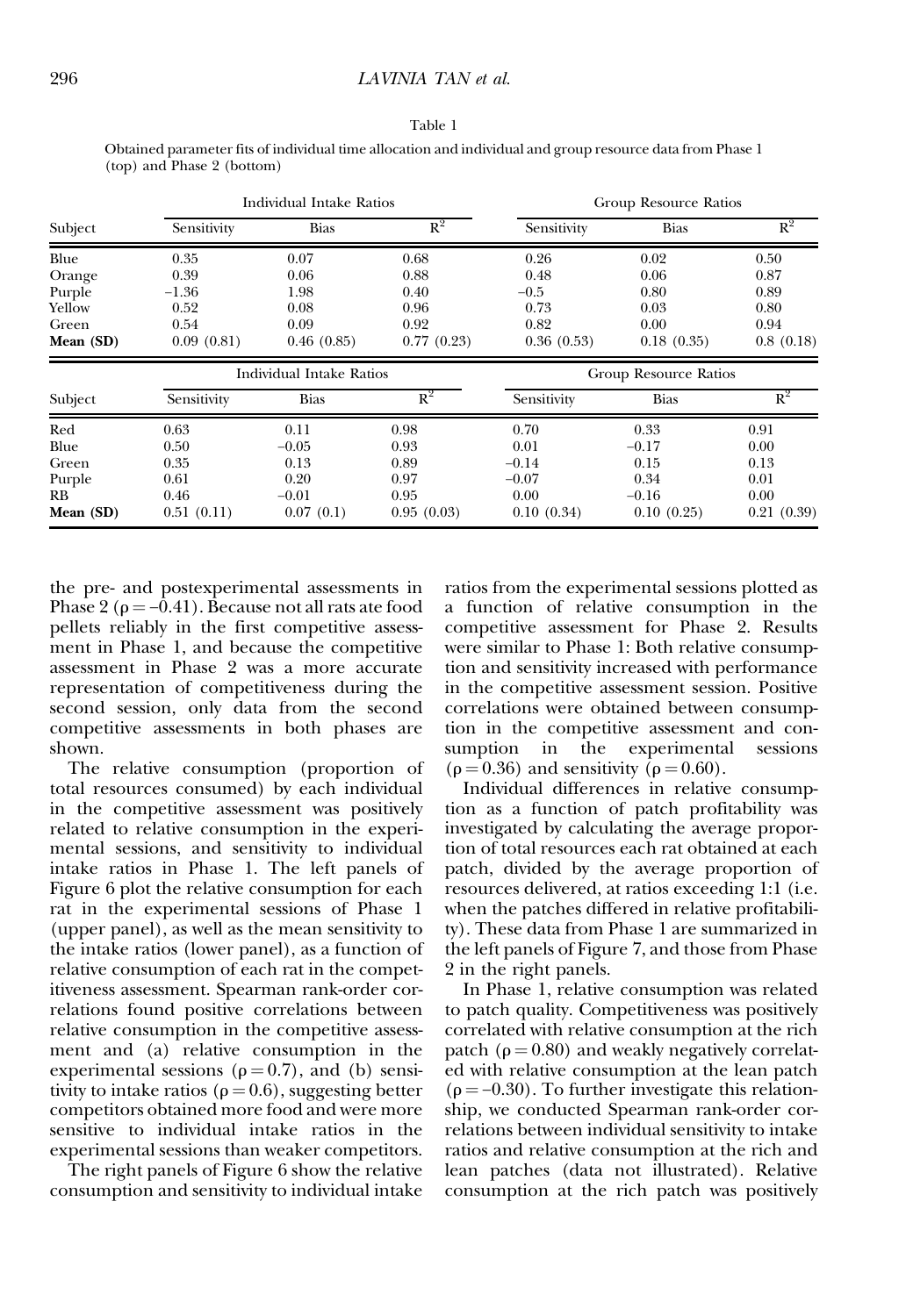Table 1

Obtained parameter fits of individual time allocation and individual and group resource data from Phase 1 (top) and Phase 2 (bottom)

| Subject | Individual Intake Ratios | | | Group Resource Ratios | | |
|---|---|---|---|---|---|---|
| | Sensitivity | Bias | $R^2$ | Sensitivity | Bias | $R^2$ |
| Blue | 0.35 | 0.07 | 0.68 | 0.26 | 0.02 | 0.50 |
| Orange | 0.39 | 0.06 | 0.88 | 0.48 | 0.06 | 0.87 |
| Purple | −1.36 | 1.98 | 0.40 | −0.5 | 0.80 | 0.89 |
| Yellow | 0.52 | 0.08 | 0.96 | 0.73 | 0.03 | 0.80 |
| Green | 0.54 | 0.09 | 0.92 | 0.82 | 0.00 | 0.94 |
| **Mean (SD)** | 0.09 (0.81) | 0.46 (0.85) | 0.77 (0.23) | 0.36 (0.53) | 0.18 (0.35) | 0.8 (0.18) |

| Subject | Individual Intake Ratios | | | Group Resource Ratios | | |
|---|---|---|---|---|---|---|
| | Sensitivity | Bias | $R^2$ | Sensitivity | Bias | $R^2$ |
| Red | 0.63 | 0.11 | 0.98 | 0.70 | 0.33 | 0.91 |
| Blue | 0.50 | −0.05 | 0.93 | 0.01 | −0.17 | 0.00 |
| Green | 0.35 | 0.13 | 0.89 | −0.14 | 0.15 | 0.13 |
| Purple | 0.61 | 0.20 | 0.97 | −0.07 | 0.34 | 0.01 |
| RB | 0.46 | −0.01 | 0.95 | 0.00 | −0.16 | 0.00 |
| **Mean (SD)** | 0.51 (0.11) | 0.07 (0.1) | 0.95 (0.03) | 0.10 (0.34) | 0.10 (0.25) | 0.21 (0.39) |

the pre- and postexperimental assessments in Phase 2 ($\rho = -0.41$). Because not all rats ate food pellets reliably in the first competitive assessment in Phase 1, and because the competitive assessment in Phase 2 was a more accurate representation of competitiveness during the second session, only data from the second competitive assessments in both phases are shown.

The relative consumption (proportion of total resources consumed) by each individual in the competitive assessment was positively related to relative consumption in the experimental sessions, and sensitivity to individual intake ratios in Phase 1. The left panels of Figure 6 plot the relative consumption for each rat in the experimental sessions of Phase 1 (upper panel), as well as the mean sensitivity to the intake ratios (lower panel), as a function of relative consumption of each rat in the competitiveness assessment. Spearman rank-order correlations found positive correlations between relative consumption in the competitive assessment and (a) relative consumption in the experimental sessions ($\rho = 0.7$), and (b) sensitivity to intake ratios ($\rho = 0.6$), suggesting better competitors obtained more food and were more sensitive to individual intake ratios in the experimental sessions than weaker competitors.

The right panels of Figure 6 show the relative consumption and sensitivity to individual intake ratios from the experimental sessions plotted as a function of relative consumption in the competitive assessment for Phase 2. Results were similar to Phase 1: Both relative consumption and sensitivity increased with performance in the competitive assessment session. Positive correlations were obtained between consumption in the competitive assessment and consumption in the experimental sessions ($\rho = 0.36$) and sensitivity ($\rho = 0.60$).

Individual differences in relative consumption as a function of patch profitability was investigated by calculating the average proportion of total resources each rat obtained at each patch, divided by the average proportion of resources delivered, at ratios exceeding 1:1 (i.e. when the patches differed in relative profitability). These data from Phase 1 are summarized in the left panels of Figure 7, and those from Phase 2 in the right panels.

In Phase 1, relative consumption was related to patch quality. Competitiveness was positively correlated with relative consumption at the rich patch ($\rho = 0.80$) and weakly negatively correlated with relative consumption at the lean patch ($\rho = -0.30$). To further investigate this relationship, we conducted Spearman rank-order correlations between individual sensitivity to intake ratios and relative consumption at the rich and lean patches (data not illustrated). Relative consumption at the rich patch was positively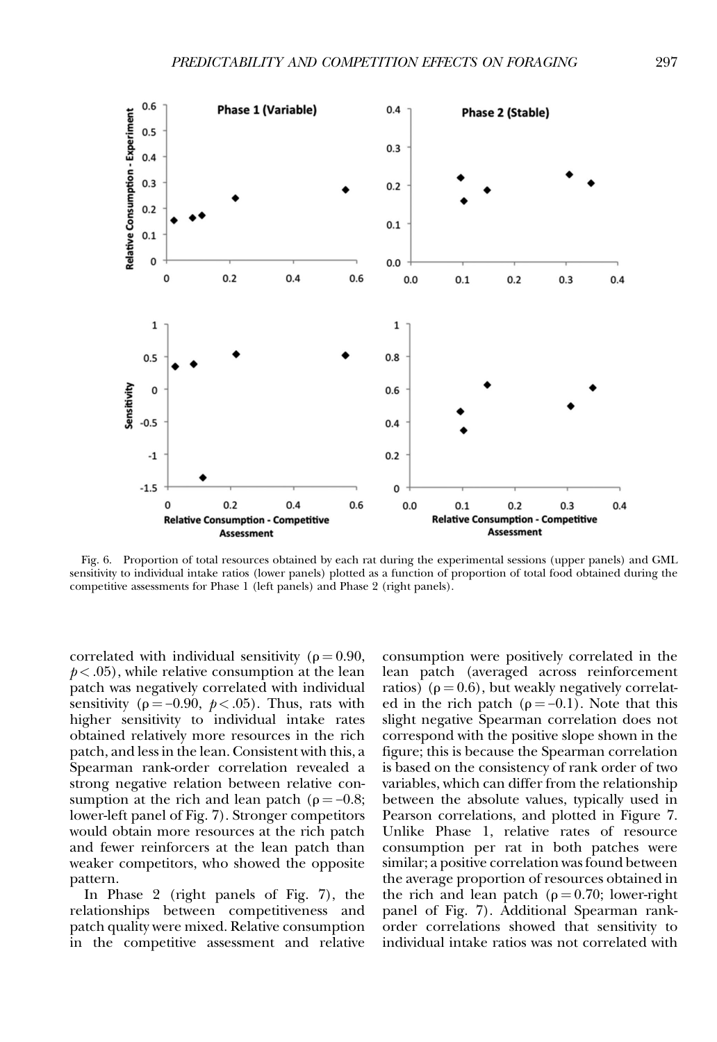Fig. 6. Proportion of total resources obtained by each rat during the experimental sessions (upper panels) and GML sensitivity to individual intake ratios (lower panels) plotted as a function of proportion of total food obtained during the competitive assessments for Phase 1 (left panels) and Phase 2 (right panels).

correlated with individual sensitivity ($\rho = 0.90$, $p < .05$), while relative consumption at the lean patch was negatively correlated with individual sensitivity ($\rho = -0.90$, $p < .05$). Thus, rats with higher sensitivity to individual intake rates obtained relatively more resources in the rich patch, and less in the lean. Consistent with this, a Spearman rank-order correlation revealed a strong negative relation between relative consumption at the rich and lean patch ($\rho = -0.8$; lower-left panel of Fig. 7). Stronger competitors would obtain more resources at the rich patch and fewer reinforcers at the lean patch than weaker competitors, who showed the opposite pattern.

In Phase 2 (right panels of Fig. 7), the relationships between competitiveness and patch quality were mixed. Relative consumption in the competitive assessment and relative consumption were positively correlated in the lean patch (averaged across reinforcement ratios) ($\rho = 0.6$), but weakly negatively correlated in the rich patch ($\rho = -0.1$). Note that this slight negative Spearman correlation does not correspond with the positive slope shown in the figure; this is because the Spearman correlation is based on the consistency of rank order of two variables, which can differ from the relationship between the absolute values, typically used in Pearson correlations, and plotted in Figure 7. Unlike Phase 1, relative rates of resource consumption per rat in both patches were similar; a positive correlation was found between the average proportion of resources obtained in the rich and lean patch ($\rho = 0.70$; lower-right panel of Fig. 7). Additional Spearman rank-order correlations showed that sensitivity to individual intake ratios was not correlated with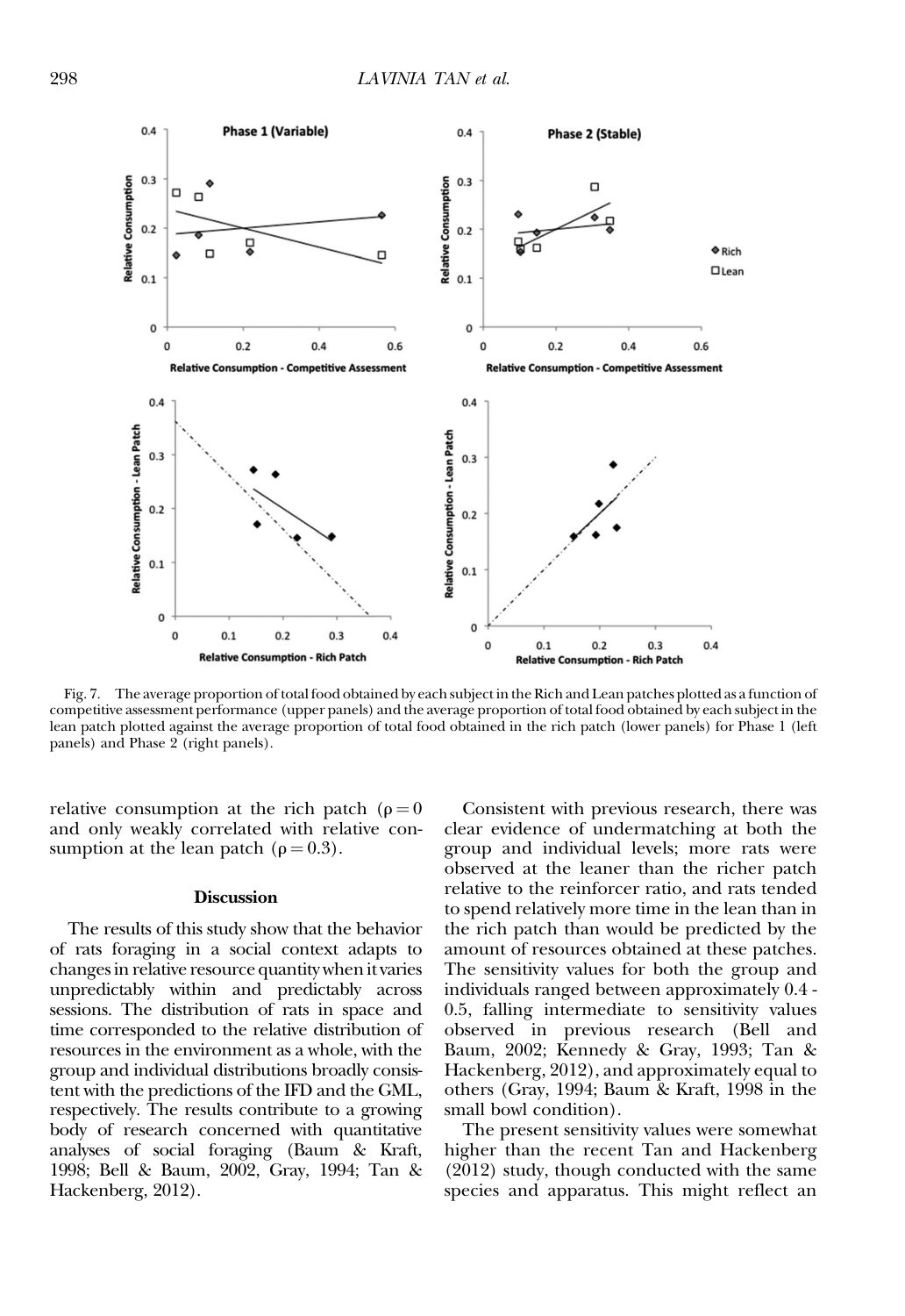Fig. 7. The average proportion of total food obtained by each subject in the Rich and Lean patches plotted as a function of competitive assessment performance (upper panels) and the average proportion of total food obtained by each subject in the lean patch plotted against the average proportion of total food obtained in the rich patch (lower panels) for Phase 1 (left panels) and Phase 2 (right panels).

relative consumption at the rich patch ($\rho = 0$ and only weakly correlated with relative consumption at the lean patch ($\rho = 0.3$).

## Discussion

The results of this study show that the behavior of rats foraging in a social context adapts to changes in relative resource quantity when it varies unpredictably within and predictably across sessions. The distribution of rats in space and time corresponded to the relative distribution of resources in the environment as a whole, with the group and individual distributions broadly consistent with the predictions of the IFD and the GML, respectively. The results contribute to a growing body of research concerned with quantitative analyses of social foraging (Baum & Kraft, 1998; Bell & Baum, 2002, Gray, 1994; Tan & Hackenberg, 2012).

Consistent with previous research, there was clear evidence of undermatching at both the group and individual levels; more rats were observed at the leaner than the richer patch relative to the reinforcer ratio, and rats tended to spend relatively more time in the lean than in the rich patch than would be predicted by the amount of resources obtained at these patches. The sensitivity values for both the group and individuals ranged between approximately 0.4 - 0.5, falling intermediate to sensitivity values observed in previous research (Bell and Baum, 2002; Kennedy & Gray, 1993; Tan & Hackenberg, 2012), and approximately equal to others (Gray, 1994; Baum & Kraft, 1998 in the small bowl condition).

The present sensitivity values were somewhat higher than the recent Tan and Hackenberg (2012) study, though conducted with the same species and apparatus. This might reflect an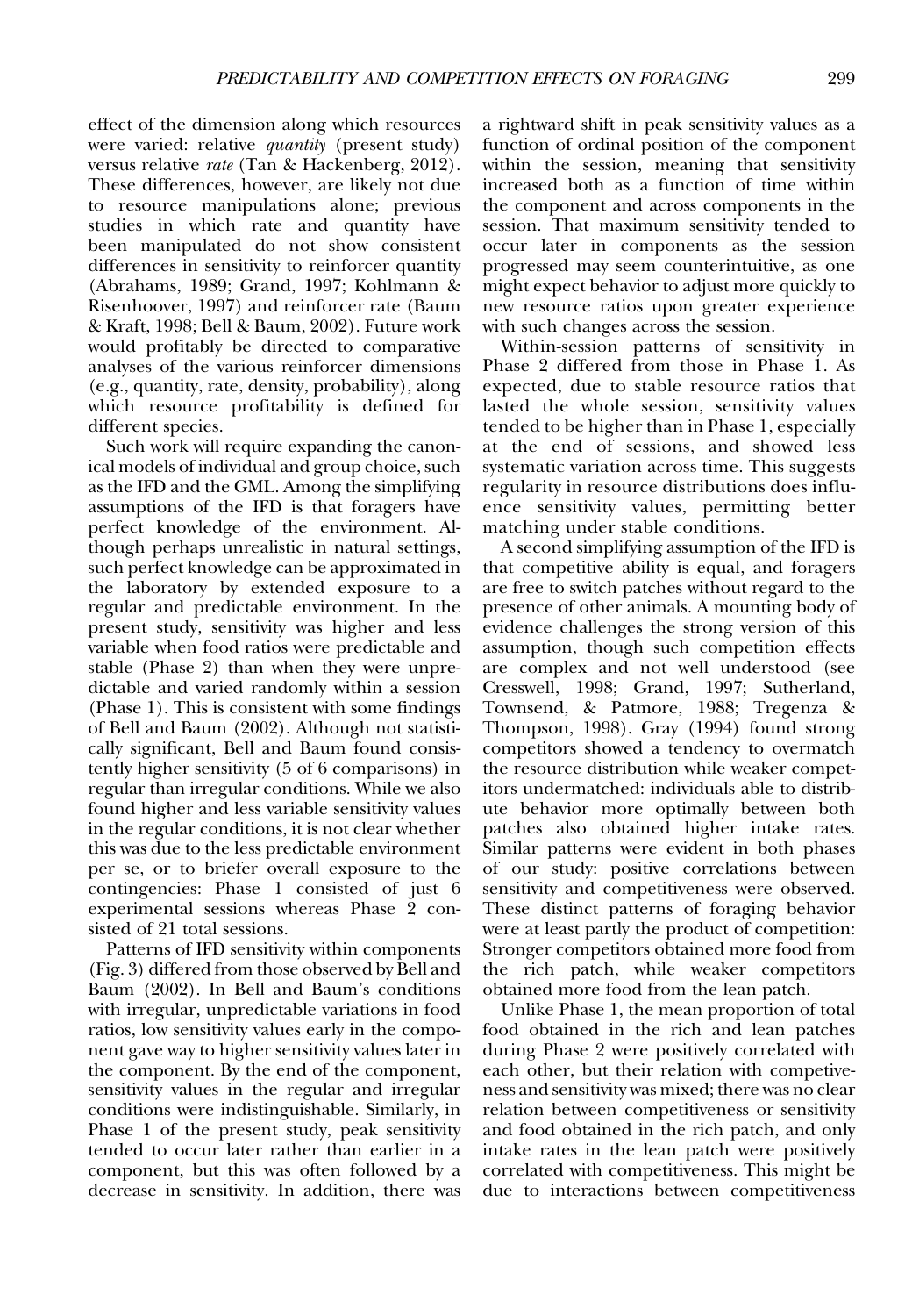effect of the dimension along which resources were varied: relative *quantity* (present study) versus relative *rate* (Tan & Hackenberg, 2012). These differences, however, are likely not due to resource manipulations alone; previous studies in which rate and quantity have been manipulated do not show consistent differences in sensitivity to reinforcer quantity (Abrahams, 1989; Grand, 1997; Kohlmann & Risenhoover, 1997) and reinforcer rate (Baum & Kraft, 1998; Bell & Baum, 2002). Future work would profitably be directed to comparative analyses of the various reinforcer dimensions (e.g., quantity, rate, density, probability), along which resource profitability is defined for different species.

Such work will require expanding the canonical models of individual and group choice, such as the IFD and the GML. Among the simplifying assumptions of the IFD is that foragers have perfect knowledge of the environment. Although perhaps unrealistic in natural settings, such perfect knowledge can be approximated in the laboratory by extended exposure to a regular and predictable environment. In the present study, sensitivity was higher and less variable when food ratios were predictable and stable (Phase 2) than when they were unpredictable and varied randomly within a session (Phase 1). This is consistent with some findings of Bell and Baum (2002). Although not statistically significant, Bell and Baum found consistently higher sensitivity (5 of 6 comparisons) in regular than irregular conditions. While we also found higher and less variable sensitivity values in the regular conditions, it is not clear whether this was due to the less predictable environment per se, or to briefer overall exposure to the contingencies: Phase 1 consisted of just 6 experimental sessions whereas Phase 2 consisted of 21 total sessions.

Patterns of IFD sensitivity within components (Fig. 3) differed from those observed by Bell and Baum (2002). In Bell and Baum's conditions with irregular, unpredictable variations in food ratios, low sensitivity values early in the component gave way to higher sensitivity values later in the component. By the end of the component, sensitivity values in the regular and irregular conditions were indistinguishable. Similarly, in Phase 1 of the present study, peak sensitivity tended to occur later rather than earlier in a component, but this was often followed by a decrease in sensitivity. In addition, there was a rightward shift in peak sensitivity values as a function of ordinal position of the component within the session, meaning that sensitivity increased both as a function of time within the component and across components in the session. That maximum sensitivity tended to occur later in components as the session progressed may seem counterintuitive, as one might expect behavior to adjust more quickly to new resource ratios upon greater experience with such changes across the session.

Within-session patterns of sensitivity in Phase 2 differed from those in Phase 1. As expected, due to stable resource ratios that lasted the whole session, sensitivity values tended to be higher than in Phase 1, especially at the end of sessions, and showed less systematic variation across time. This suggests regularity in resource distributions does influence sensitivity values, permitting better matching under stable conditions.

A second simplifying assumption of the IFD is that competitive ability is equal, and foragers are free to switch patches without regard to the presence of other animals. A mounting body of evidence challenges the strong version of this assumption, though such competition effects are complex and not well understood (see Cresswell, 1998; Grand, 1997; Sutherland, Townsend, & Patmore, 1988; Tregenza & Thompson, 1998). Gray (1994) found strong competitors showed a tendency to overmatch the resource distribution while weaker competitors undermatched: individuals able to distribute behavior more optimally between both patches also obtained higher intake rates. Similar patterns were evident in both phases of our study: positive correlations between sensitivity and competitiveness were observed. These distinct patterns of foraging behavior were at least partly the product of competition: Stronger competitors obtained more food from the rich patch, while weaker competitors obtained more food from the lean patch.

Unlike Phase 1, the mean proportion of total food obtained in the rich and lean patches during Phase 2 were positively correlated with each other, but their relation with competiveness and sensitivity was mixed; there was no clear relation between competiveness or sensitivity and food obtained in the rich patch, and only intake rates in the lean patch were positively correlated with competitiveness. This might be due to interactions between competitiveness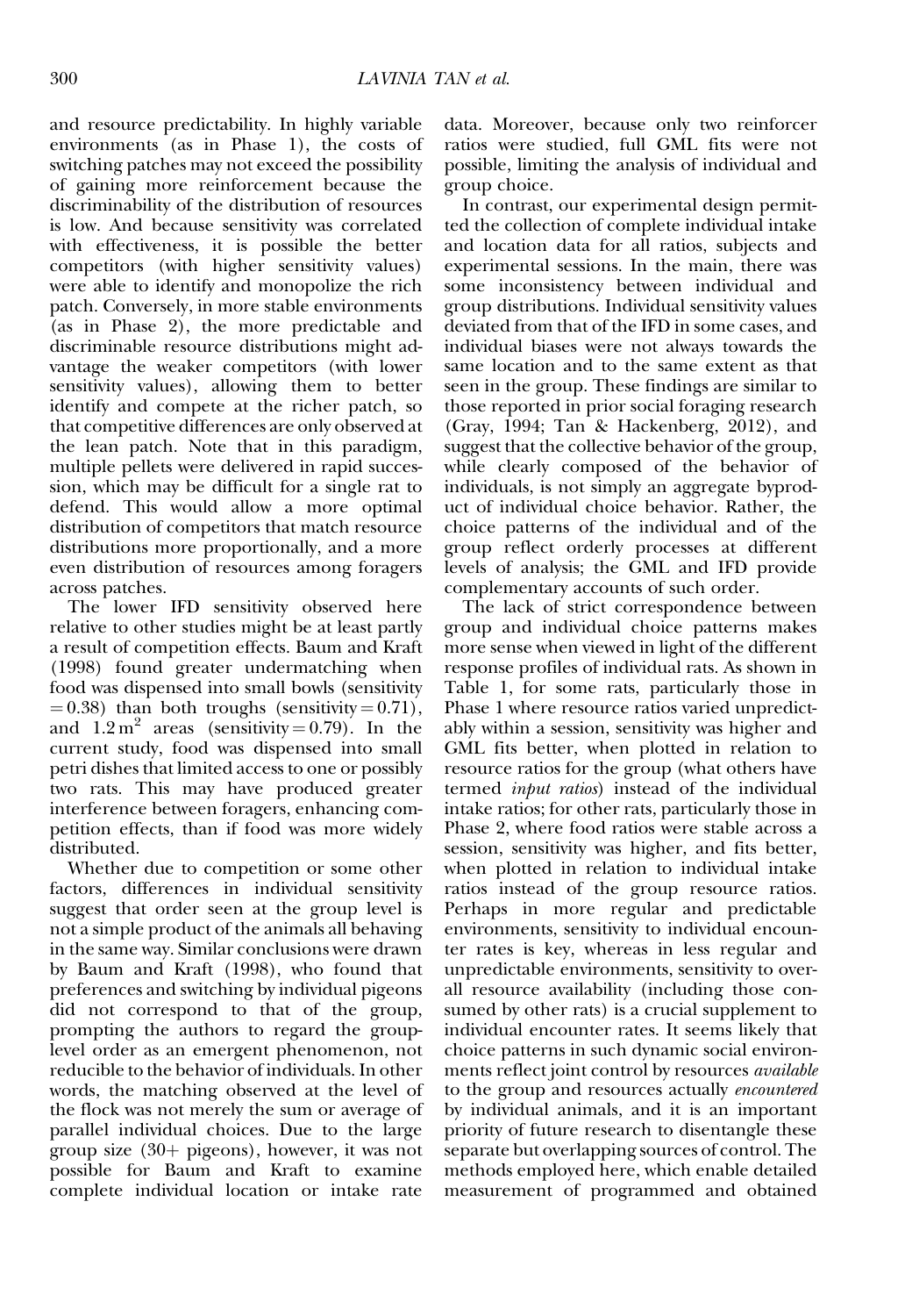and resource predictability. In highly variable environments (as in Phase 1), the costs of switching patches may not exceed the possibility of gaining more reinforcement because the discriminability of the distribution of resources is low. And because sensitivity was correlated with effectiveness, it is possible the better competitors (with higher sensitivity values) were able to identify and monopolize the rich patch. Conversely, in more stable environments (as in Phase 2), the more predictable and discriminable resource distributions might advantage the weaker competitors (with lower sensitivity values), allowing them to better identify and compete at the richer patch, so that competitive differences are only observed at the lean patch. Note that in this paradigm, multiple pellets were delivered in rapid succession, which may be difficult for a single rat to defend. This would allow a more optimal distribution of competitors that match resource distributions more proportionally, and a more even distribution of resources among foragers across patches.

The lower IFD sensitivity observed here relative to other studies might be at least partly a result of competition effects. Baum and Kraft (1998) found greater undermatching when food was dispensed into small bowls (sensitivity $= 0.38$) than both troughs (sensitivity $= 0.71$), and $1.2\,\text{m}^2$ areas (sensitivity $= 0.79$). In the current study, food was dispensed into small petri dishes that limited access to one or possibly two rats. This may have produced greater interference between foragers, enhancing competition effects, than if food was more widely distributed.

Whether due to competition or some other factors, differences in individual sensitivity suggest that order seen at the group level is not a simple product of the animals all behaving in the same way. Similar conclusions were drawn by Baum and Kraft (1998), who found that preferences and switching by individual pigeons did not correspond to that of the group, prompting the authors to regard the group-level order as an emergent phenomenon, not reducible to the behavior of individuals. In other words, the matching observed at the level of the flock was not merely the sum or average of parallel individual choices. Due to the large group size (30+ pigeons), however, it was not possible for Baum and Kraft to examine complete individual location or intake rate data. Moreover, because only two reinforcer ratios were studied, full GML fits were not possible, limiting the analysis of individual and group choice.

In contrast, our experimental design permitted the collection of complete individual intake and location data for all ratios, subjects and experimental sessions. In the main, there was some inconsistency between individual and group distributions. Individual sensitivity values deviated from that of the IFD in some cases, and individual biases were not always towards the same location and to the same extent as that seen in the group. These findings are similar to those reported in prior social foraging research (Gray, 1994; Tan & Hackenberg, 2012), and suggest that the collective behavior of the group, while clearly composed of the behavior of individuals, is not simply an aggregate byproduct of individual choice behavior. Rather, the choice patterns of the individual and of the group reflect orderly processes at different levels of analysis; the GML and IFD provide complementary accounts of such order.

The lack of strict correspondence between group and individual choice patterns makes more sense when viewed in light of the different response profiles of individual rats. As shown in Table 1, for some rats, particularly those in Phase 1 where resource ratios varied unpredictably within a session, sensitivity was higher and GML fits better, when plotted in relation to resource ratios for the group (what others have termed *input ratios*) instead of the individual intake ratios; for other rats, particularly those in Phase 2, where food ratios were stable across a session, sensitivity was higher, and fits better, when plotted in relation to individual intake ratios instead of the group resource ratios. Perhaps in more regular and predictable environments, sensitivity to individual encounter rates is key, whereas in less regular and unpredictable environments, sensitivity to overall resource availability (including those consumed by other rats) is a crucial supplement to individual encounter rates. It seems likely that choice patterns in such dynamic social environments reflect joint control by resources *available* to the group and resources actually *encountered* by individual animals, and it is an important priority of future research to disentangle these separate but overlapping sources of control. The methods employed here, which enable detailed measurement of programmed and obtained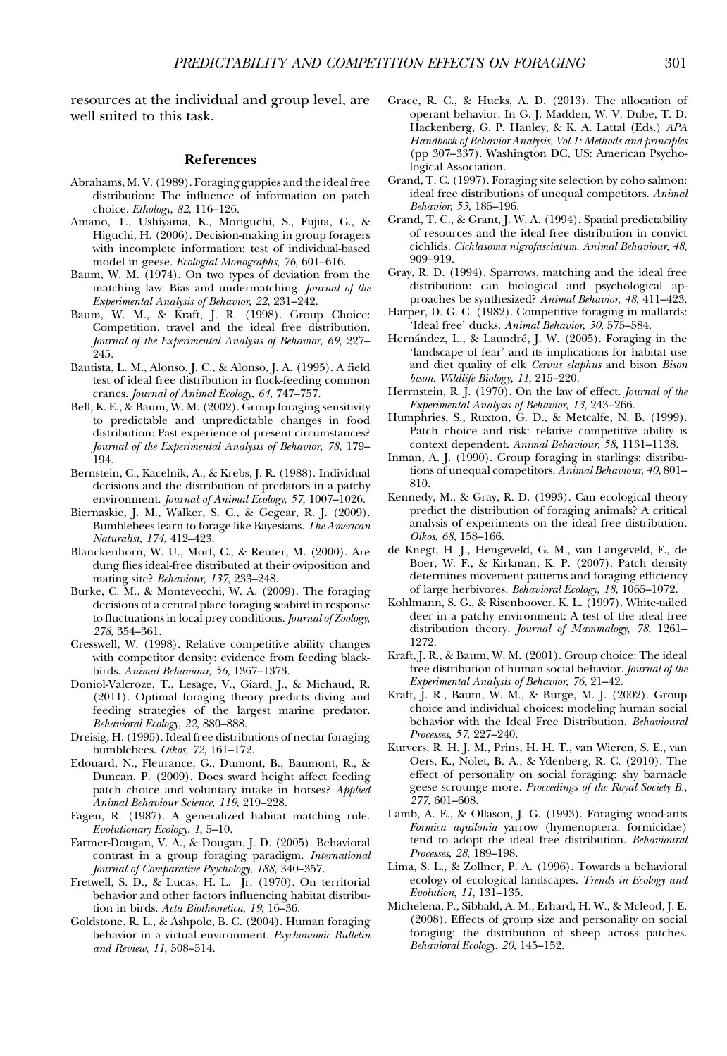resources at the individual and group level, are well suited to this task.

## References

Abrahams, M. V. (1989). Foraging guppies and the ideal free distribution: The influence of information on patch choice. *Ethology*, *82*, 116–126.

Amano, T., Ushiyama, K., Moriguchi, S., Fujita, G., & Higuchi, H. (2006). Decision-making in group foragers with incomplete information: test of individual-based model in geese. *Ecologial Monographs*, *76*, 601–616.

Baum, W. M. (1974). On two types of deviation from the matching law: Bias and undermatching. *Journal of the Experimental Analysis of Behavior*, *22*, 231–242.

Baum, W. M., & Kraft, J. R. (1998). Group Choice: Competition, travel and the ideal free distribution. *Journal of the Experimental Analysis of Behavior*, *69*, 227–245.

Bautista, L. M., Alonso, J. C., & Alonso, J. A. (1995). A field test of ideal free distribution in flock-feeding common cranes. *Journal of Animal Ecology*, *64*, 747–757.

Bell, K. E., & Baum, W. M. (2002). Group foraging sensitivity to predictable and unpredictable changes in food distribution: Past experience of present circumstances? *Journal of the Experimental Analysis of Behavior*, *78*, 179–194.

Bernstein, C., Kacelnik, A., & Krebs, J. R. (1988). Individual decisions and the distribution of predators in a patchy environment. *Journal of Animal Ecology*, *57*, 1007–1026.

Biernaskie, J. M., Walker, S. C., & Gegear, R. J. (2009). Bumblebees learn to forage like Bayesians. *The American Naturalist*, *174*, 412–423.

Blanckenhorn, W. U., Morf, C., & Reuter, M. (2000). Are dung flies ideal-free distributed at their oviposition and mating site? *Behaviour, 137*, 233–248.

Burke, C. M., & Montevecchi, W. A. (2009). The foraging decisions of a central place foraging seabird in response to fluctuations in local prey conditions. *Journal of Zoology*, *278*, 354–361.

Cresswell, W. (1998). Relative competitive ability changes with competitor density: evidence from feeding blackbirds. *Animal Behaviour*, *56*, 1367–1373.

Doniol-Valcroze, T., Lesage, V., Giard, J., & Michaud, R. (2011). Optimal foraging theory predicts diving and feeding strategies of the largest marine predator. *Behavioral Ecology*, *22*, 880–888.

Dreisig, H. (1995). Ideal free distributions of nectar foraging bumblebees. *Oikos*, *72*, 161–172.

Edouard, N., Fleurance, G., Dumont, B., Baumont, R., & Duncan, P. (2009). Does sward height affect feeding patch choice and voluntary intake in horses? *Applied Animal Behaviour Science*, *119*, 219–228.

Fagen, R. (1987). A generalized habitat matching rule. *Evolutionary Ecology*, *1*, 5–10.

Farmer-Dougan, V. A., & Dougan, J. D. (2005). Behavioral contrast in a group foraging paradigm. *International Journal of Comparative Psychology*, *188*, 340–357.

Fretwell, S. D., & Lucas, H. L. Jr. (1970). On territorial behavior and other factors influencing habitat distribution in birds. *Acta Biotheoretica*, *19*, 16–36.

Goldstone, R. L., & Ashpole, B. C. (2004). Human foraging behavior in a virtual environment. *Psychonomic Bulletin and Review*, *11*, 508–514.

Grace, R. C., & Hucks, A. D. (2013). The allocation of operant behavior. In G. J. Madden, W. V. Dube, T. D. Hackenberg, G. P. Hanley, & K. A. Lattal (Eds.) *APA Handbook of Behavior Analysis, Vol 1: Methods and principles* (pp 307–337). Washington DC, US: American Psychological Association.

Grand, T. C. (1997). Foraging site selection by coho salmon: ideal free distributions of unequal competitors. *Animal Behavior*, *53*, 185–196.

Grand, T. C., & Grant, J. W. A. (1994). Spatial predictability of resources and the ideal free distribution in convict cichlids. *Cichlasoma nigrofasciatum*. *Animal Behaviour*, *48*, 909–919.

Gray, R. D. (1994). Sparrows, matching and the ideal free distribution: can biological and psychological approaches be synthesized? *Animal Behavior*, *48*, 411–423.

Harper, D. G. C. (1982). Competitive foraging in mallards: 'Ideal free' ducks. *Animal Behavior*, *30*, 575–584.

Hernández, L., & Laundré, J. W. (2005). Foraging in the 'landscape of fear' and its implications for habitat use and diet quality of elk *Cervus elaphus* and bison *Bison bison*. *Wildlife Biology*, *11*, 215–220.

Herrnstein, R. J. (1970). On the law of effect. *Journal of the Experimental Analysis of Behavior*, *13*, 243–266.

Humphries, S., Ruxton, G. D., & Metcalfe, N. B. (1999). Patch choice and risk: relative competitive ability is context dependent. *Animal Behaviour*, *58*, 1131–1138.

Inman, A. J. (1990). Group foraging in starlings: distributions of unequal competitors. *Animal Behaviour*, *40*, 801–810.

Kennedy, M., & Gray, R. D. (1993). Can ecological theory predict the distribution of foraging animals? A critical analysis of experiments on the ideal free distribution. *Oikos*, *68*, 158–166.

de Knegt, H. J., Hengeveld, G. M., van Langeveld, F., de Boer, W. F., & Kirkman, K. P. (2007). Patch density determines movement patterns and foraging efficiency of large herbivores. *Behavioral Ecology*, *18*, 1065–1072.

Kohlmann, S. G., & Risenhoover, K. L. (1997). White-tailed deer in a patchy environment: A test of the ideal free distribution theory. *Journal of Mammalogy*, *78*, 1261–1272.

Kraft, J. R., & Baum, W. M. (2001). Group choice: The ideal free distribution of human social behavior. *Journal of the Experimental Analysis of Behavior*, *76*, 21–42.

Kraft, J. R., Baum, W. M., & Burge, M. J. (2002). Group choice and individual choices: modeling human social behavior with the Ideal Free Distribution. *Behavioural Processes*, *57*, 227–240.

Kurvers, R. H. J. M., Prins, H. H. T., van Wieren, S. E., van Oers, K., Nolet, B. A., & Ydenberg, R. C. (2010). The effect of personality on social foraging: shy barnacle geese scrounge more. *Proceedings of the Royal Society B.*, *277*, 601–608.

Lamb, A. E., & Ollason, J. G. (1993). Foraging wood-ants *Formica aquilonia* yarrow (hymenoptera: formicidae) tend to adopt the ideal free distribution. *Behavioural Processes*, *28*, 189–198.

Lima, S. L., & Zollner, P. A. (1996). Towards a behavioral ecology of ecological landscapes. *Trends in Ecology and Evolution*, *11*, 131–135.

Michelena, P., Sibbald, A. M., Erhard, H. W., & Mcleod, J. E. (2008). Effects of group size and personality on social foraging: the distribution of sheep across patches. *Behavioral Ecology*, *20*, 145–152.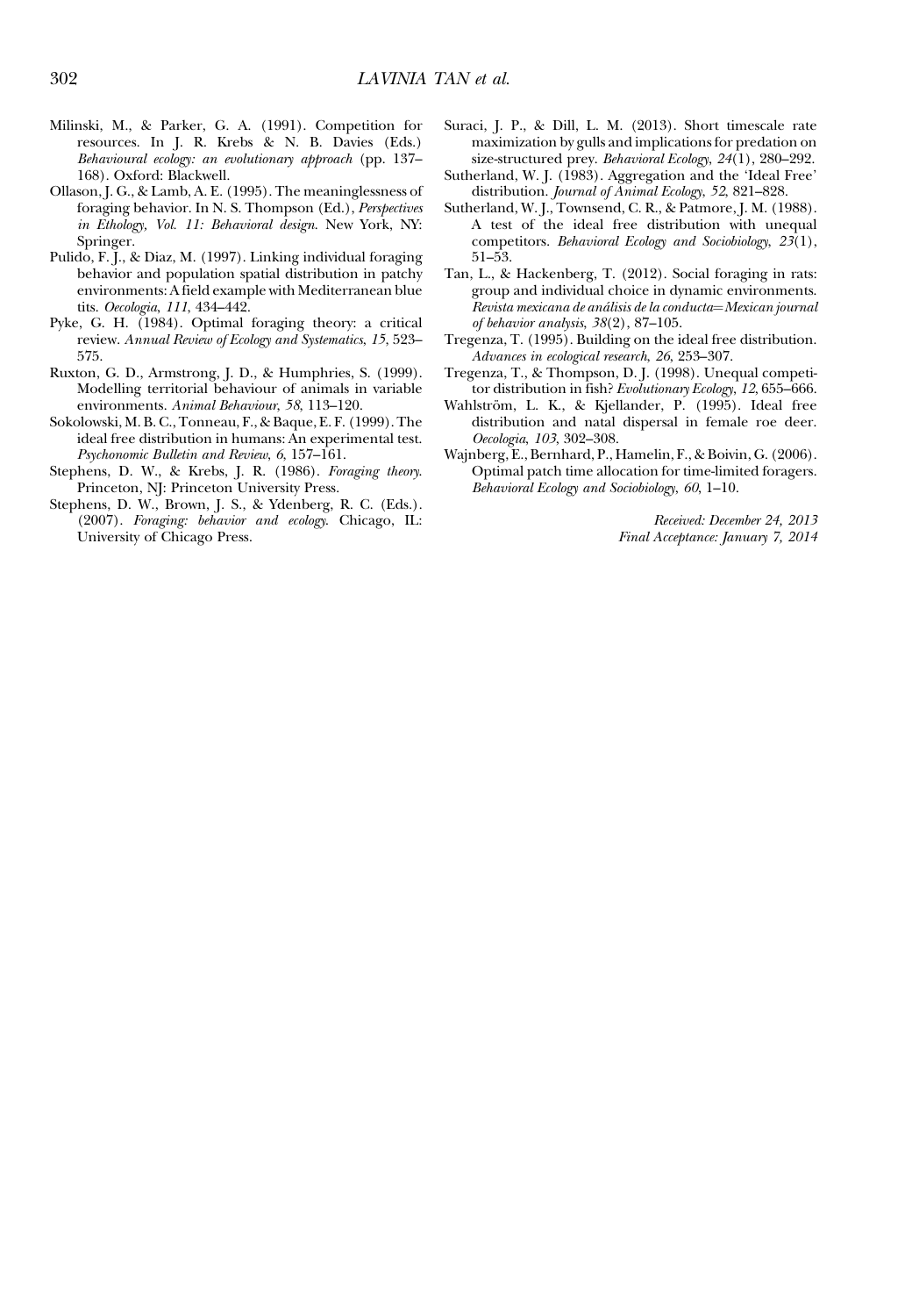Milinski, M., & Parker, G. A. (1991). Competition for resources. In J. R. Krebs & N. B. Davies (Eds.) *Behavioural ecology: an evolutionary approach* (pp. 137–168). Oxford: Blackwell.

Ollason, J. G., & Lamb, A. E. (1995). The meaninglessness of foraging behavior. In N. S. Thompson (Ed.), *Perspectives in Ethology, Vol. 11: Behavioral design*. New York, NY: Springer.

Pulido, F. J., & Diaz, M. (1997). Linking individual foraging behavior and population spatial distribution in patchy environments: A field example with Mediterranean blue tits. *Oecologia*, *111*, 434–442.

Pyke, G. H. (1984). Optimal foraging theory: a critical review. *Annual Review of Ecology and Systematics*, *15*, 523–575.

Ruxton, G. D., Armstrong, J. D., & Humphries, S. (1999). Modelling territorial behaviour of animals in variable environments. *Animal Behaviour*, *58*, 113–120.

Sokolowski, M. B. C., Tonneau, F., & Baque, E. F. (1999). The ideal free distribution in humans: An experimental test. *Psychonomic Bulletin and Review*, *6*, 157–161.

Stephens, D. W., & Krebs, J. R. (1986). *Foraging theory*. Princeton, NJ: Princeton University Press.

Stephens, D. W., Brown, J. S., & Ydenberg, R. C. (Eds.). (2007). *Foraging: behavior and ecology*. Chicago, IL: University of Chicago Press.

Suraci, J. P., & Dill, L. M. (2013). Short timescale rate maximization by gulls and implications for predation on size-structured prey. *Behavioral Ecology*, *24*(1), 280–292.

Sutherland, W. J. (1983). Aggregation and the 'Ideal Free' distribution. *Journal of Animal Ecology*, *52*, 821–828.

Sutherland, W. J., Townsend, C. R., & Patmore, J. M. (1988). A test of the ideal free distribution with unequal competitors. *Behavioral Ecology and Sociobiology*, *23*(1), 51–53.

Tan, L., & Hackenberg, T. (2012). Social foraging in rats: group and individual choice in dynamic environments. *Revista mexicana de análisis de la conducta=Mexican journal of behavior analysis*, *38*(2), 87–105.

Tregenza, T. (1995). Building on the ideal free distribution. *Advances in ecological research*, *26*, 253–307.

Tregenza, T., & Thompson, D. J. (1998). Unequal competitor distribution in fish? *Evolutionary Ecology*, *12*, 655–666.

Wahlström, L. K., & Kjellander, P. (1995). Ideal free distribution and natal dispersal in female roe deer. *Oecologia*, *103*, 302–308.

Wajnberg, E., Bernhard, P., Hamelin, F., & Boivin, G. (2006). Optimal patch time allocation for time-limited foragers. *Behavioral Ecology and Sociobiology*, *60*, 1–10.

*Received: December 24, 2013*
*Final Acceptance: January 7, 2014*